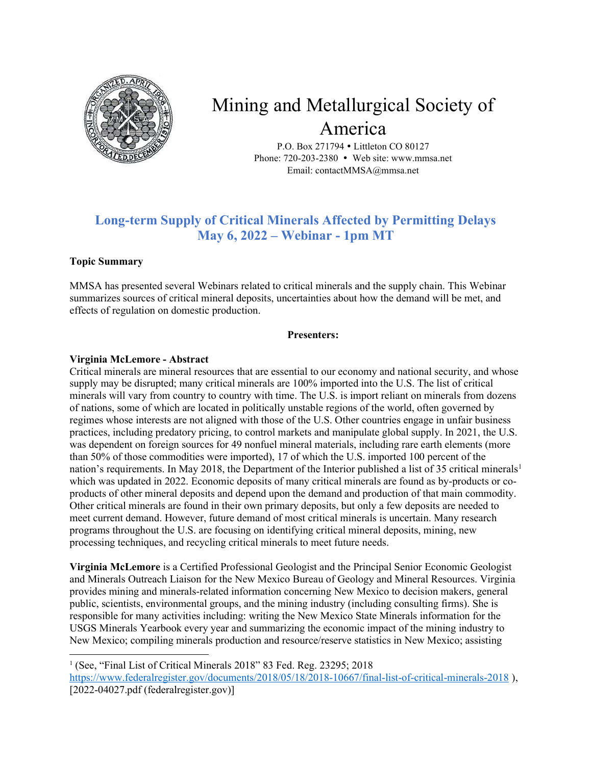# Mining and Metallurgical Society of America

P.O. Box 271794 • Littleton CO 80127
Phone: 720-203-2380 • Web site: www.mmsa.net
Email: contactMMSA@mmsa.net

## Long-term Supply of Critical Minerals Affected by Permitting Delays
## May 6, 2022 – Webinar - 1pm MT

**Topic Summary**

MMSA has presented several Webinars related to critical minerals and the supply chain. This Webinar summarizes sources of critical mineral deposits, uncertainties about how the demand will be met, and effects of regulation on domestic production.

**Presenters:**

**Virginia McLemore - Abstract**
Critical minerals are mineral resources that are essential to our economy and national security, and whose supply may be disrupted; many critical minerals are 100% imported into the U.S. The list of critical minerals will vary from country to country with time. The U.S. is import reliant on minerals from dozens of nations, some of which are located in politically unstable regions of the world, often governed by regimes whose interests are not aligned with those of the U.S. Other countries engage in unfair business practices, including predatory pricing, to control markets and manipulate global supply. In 2021, the U.S. was dependent on foreign sources for 49 nonfuel mineral materials, including rare earth elements (more than 50% of those commodities were imported), 17 of which the U.S. imported 100 percent of the nation's requirements. In May 2018, the Department of the Interior published a list of 35 critical minerals[1] which was updated in 2022. Economic deposits of many critical minerals are found as by-products or co-products of other mineral deposits and depend upon the demand and production of that main commodity. Other critical minerals are found in their own primary deposits, but only a few deposits are needed to meet current demand. However, future demand of most critical minerals is uncertain. Many research programs throughout the U.S. are focusing on identifying critical mineral deposits, mining, new processing techniques, and recycling critical minerals to meet future needs.

**Virginia McLemore** is a Certified Professional Geologist and the Principal Senior Economic Geologist and Minerals Outreach Liaison for the New Mexico Bureau of Geology and Mineral Resources. Virginia provides mining and minerals-related information concerning New Mexico to decision makers, general public, scientists, environmental groups, and the mining industry (including consulting firms). She is responsible for many activities including: writing the New Mexico State Minerals information for the USGS Minerals Yearbook every year and summarizing the economic impact of the mining industry to New Mexico; compiling minerals production and resource/reserve statistics in New Mexico; assisting

---

[1] (See, "Final List of Critical Minerals 2018" 83 Fed. Reg. 23295; 2018 https://www.federalregister.gov/documents/2018/05/18/2018-10667/final-list-of-critical-minerals-2018 ), [2022-04027.pdf (federalregister.gov)]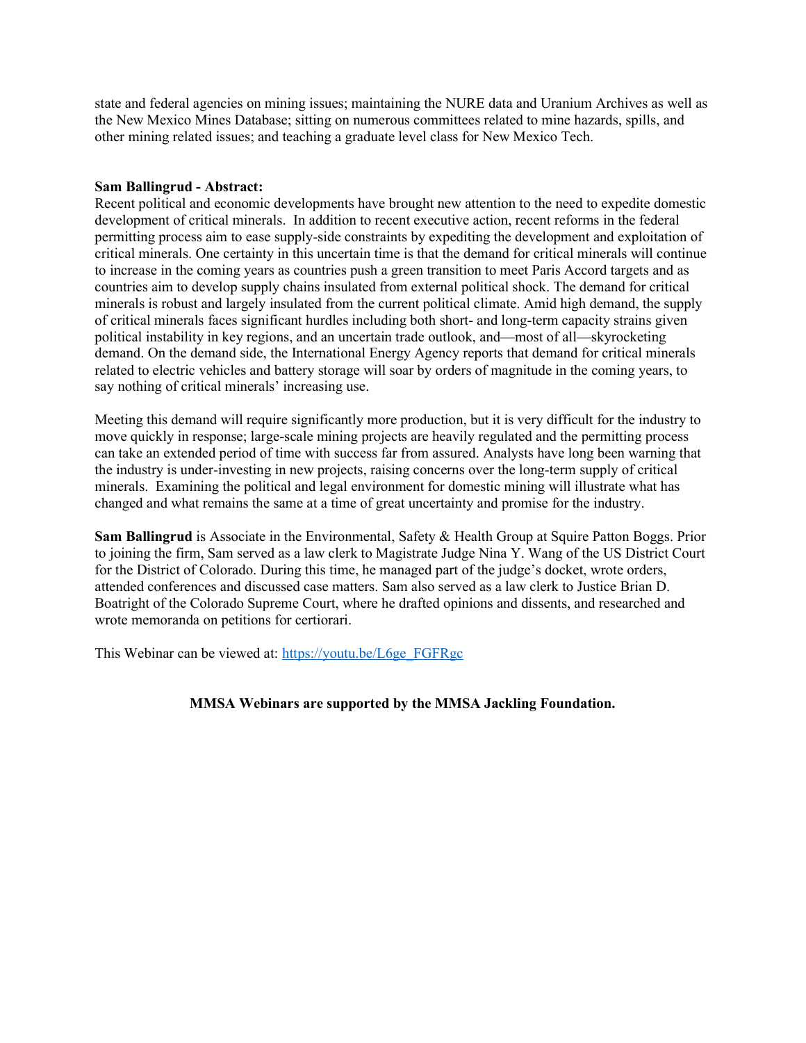state and federal agencies on mining issues; maintaining the NURE data and Uranium Archives as well as the New Mexico Mines Database; sitting on numerous committees related to mine hazards, spills, and other mining related issues; and teaching a graduate level class for New Mexico Tech.

**Sam Ballingrud - Abstract:**

Recent political and economic developments have brought new attention to the need to expedite domestic development of critical minerals. In addition to recent executive action, recent reforms in the federal permitting process aim to ease supply-side constraints by expediting the development and exploitation of critical minerals. One certainty in this uncertain time is that the demand for critical minerals will continue to increase in the coming years as countries push a green transition to meet Paris Accord targets and as countries aim to develop supply chains insulated from external political shock. The demand for critical minerals is robust and largely insulated from the current political climate. Amid high demand, the supply of critical minerals faces significant hurdles including both short- and long-term capacity strains given political instability in key regions, and an uncertain trade outlook, and—most of all—skyrocketing demand. On the demand side, the International Energy Agency reports that demand for critical minerals related to electric vehicles and battery storage will soar by orders of magnitude in the coming years, to say nothing of critical minerals' increasing use.

Meeting this demand will require significantly more production, but it is very difficult for the industry to move quickly in response; large-scale mining projects are heavily regulated and the permitting process can take an extended period of time with success far from assured. Analysts have long been warning that the industry is under-investing in new projects, raising concerns over the long-term supply of critical minerals. Examining the political and legal environment for domestic mining will illustrate what has changed and what remains the same at a time of great uncertainty and promise for the industry.

**Sam Ballingrud** is Associate in the Environmental, Safety & Health Group at Squire Patton Boggs. Prior to joining the firm, Sam served as a law clerk to Magistrate Judge Nina Y. Wang of the US District Court for the District of Colorado. During this time, he managed part of the judge's docket, wrote orders, attended conferences and discussed case matters. Sam also served as a law clerk to Justice Brian D. Boatright of the Colorado Supreme Court, where he drafted opinions and dissents, and researched and wrote memoranda on petitions for certiorari.

This Webinar can be viewed at: https://youtu.be/L6ge_FGFRgc

**MMSA Webinars are supported by the MMSA Jackling Foundation.**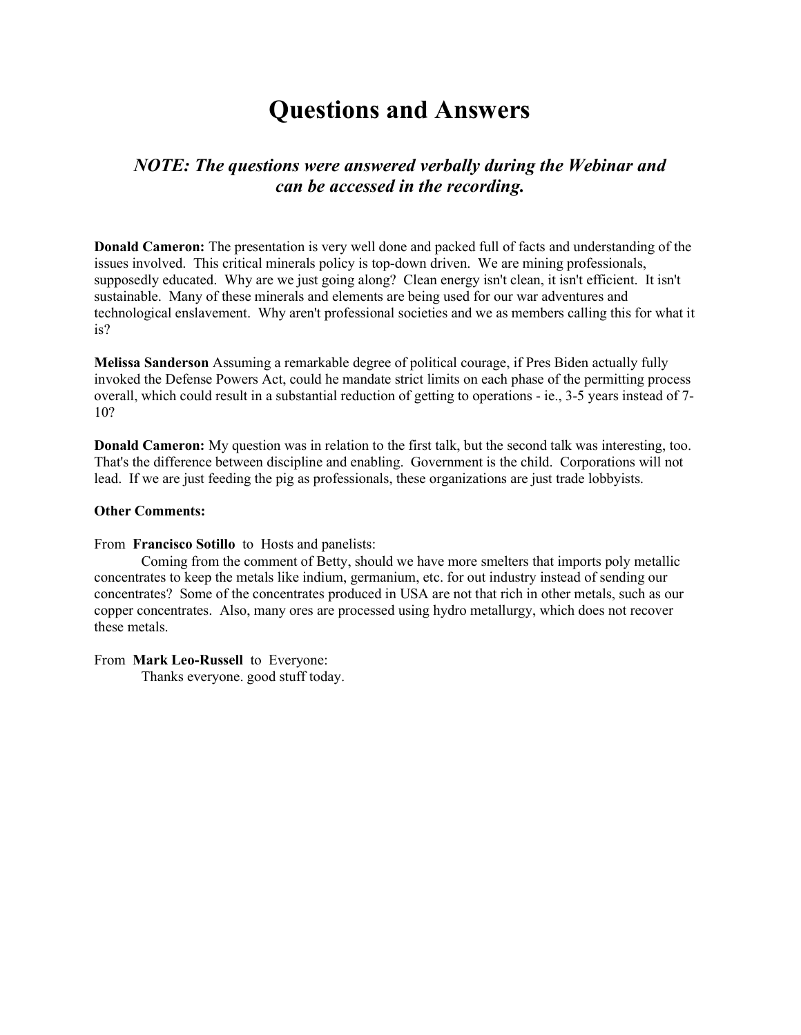# Questions and Answers

### *NOTE: The questions were answered verbally during the Webinar and can be accessed in the recording.*

**Donald Cameron:** The presentation is very well done and packed full of facts and understanding of the issues involved. This critical minerals policy is top-down driven. We are mining professionals, supposedly educated. Why are we just going along? Clean energy isn't clean, it isn't efficient. It isn't sustainable. Many of these minerals and elements are being used for our war adventures and technological enslavement. Why aren't professional societies and we as members calling this for what it is?

**Melissa Sanderson** Assuming a remarkable degree of political courage, if Pres Biden actually fully invoked the Defense Powers Act, could he mandate strict limits on each phase of the permitting process overall, which could result in a substantial reduction of getting to operations - ie., 3-5 years instead of 7-10?

**Donald Cameron:** My question was in relation to the first talk, but the second talk was interesting, too. That's the difference between discipline and enabling. Government is the child. Corporations will not lead. If we are just feeding the pig as professionals, these organizations are just trade lobbyists.

**Other Comments:**

From **Francisco Sotillo** to Hosts and panelists:

Coming from the comment of Betty, should we have more smelters that imports poly metallic concentrates to keep the metals like indium, germanium, etc. for out industry instead of sending our concentrates? Some of the concentrates produced in USA are not that rich in other metals, such as our copper concentrates. Also, many ores are processed using hydro metallurgy, which does not recover these metals.

From **Mark Leo-Russell** to Everyone:

Thanks everyone. good stuff today.